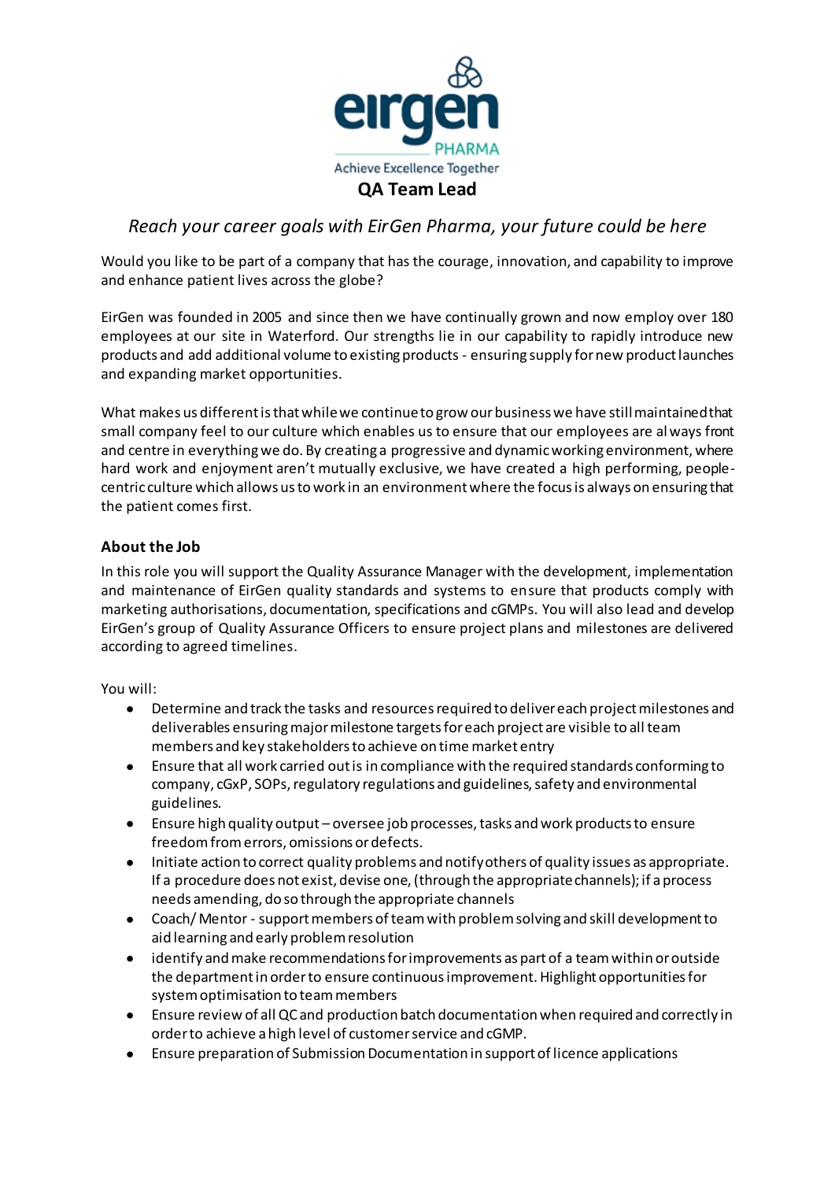# QA Team Lead

*Reach your career goals with EirGen Pharma, your future could be here*

Would you like to be part of a company that has the courage, innovation, and capability to improve and enhance patient lives across the globe?

EirGen was founded in 2005 and since then we have continually grown and now employ over 180 employees at our site in Waterford. Our strengths lie in our capability to rapidly introduce new products and add additional volume to existing products - ensuring supply for new product launches and expanding market opportunities.

What makes us different is that while we continue to grow our business we have still maintained that small company feel to our culture which enables us to ensure that our employees are always front and centre in everything we do. By creating a progressive and dynamic working environment, where hard work and enjoyment aren't mutually exclusive, we have created a high performing, people-centric culture which allows us to work in an environment where the focus is always on ensuring that the patient comes first.

### About the Job

In this role you will support the Quality Assurance Manager with the development, implementation and maintenance of EirGen quality standards and systems to ensure that products comply with marketing authorisations, documentation, specifications and cGMPs. You will also lead and develop EirGen's group of Quality Assurance Officers to ensure project plans and milestones are delivered according to agreed timelines.

You will:

- Determine and track the tasks and resources required to deliver each project milestones and deliverables ensuring major milestone targets for each project are visible to all team members and key stakeholders to achieve on time market entry
- Ensure that all work carried out is in compliance with the required standards conforming to company, cGxP, SOPs, regulatory regulations and guidelines, safety and environmental guidelines.
- Ensure high quality output – oversee job processes, tasks and work products to ensure freedom from errors, omissions or defects.
- Initiate action to correct quality problems and notify others of quality issues as appropriate. If a procedure does not exist, devise one, (through the appropriate channels); if a process needs amending, do so through the appropriate channels
- Coach/ Mentor - support members of team with problem solving and skill development to aid learning and early problem resolution
- identify and make recommendations for improvements as part of a team within or outside the department in order to ensure continuous improvement. Highlight opportunities for system optimisation to team members
- Ensure review of all QC and production batch documentation when required and correctly in order to achieve a high level of customer service and cGMP.
- Ensure preparation of Submission Documentation in support of licence applications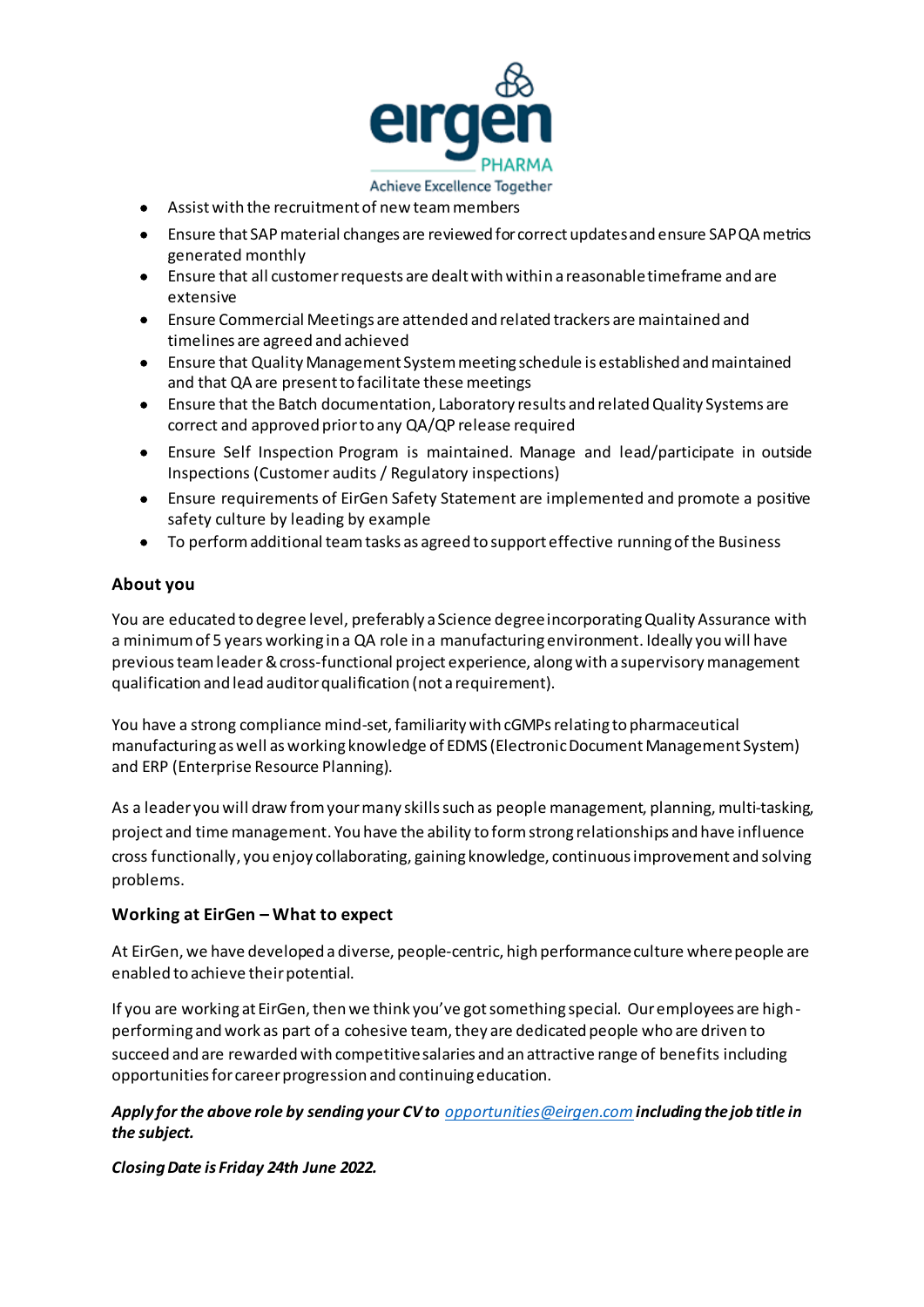- Assist with the recruitment of new team members
- Ensure that SAP material changes are reviewed for correct updates and ensure SAP QA metrics generated monthly
- Ensure that all customer requests are dealt with within a reasonable timeframe and are extensive
- Ensure Commercial Meetings are attended and related trackers are maintained and timelines are agreed and achieved
- Ensure that Quality Management System meeting schedule is established and maintained and that QA are present to facilitate these meetings
- Ensure that the Batch documentation, Laboratory results and related Quality Systems are correct and approved prior to any QA/QP release required
- Ensure Self Inspection Program is maintained. Manage and lead/participate in outside Inspections (Customer audits / Regulatory inspections)
- Ensure requirements of EirGen Safety Statement are implemented and promote a positive safety culture by leading by example
- To perform additional team tasks as agreed to support effective running of the Business

## About you

You are educated to degree level, preferably a Science degree incorporating Quality Assurance with a minimum of 5 years working in a QA role in a manufacturing environment. Ideally you will have previous team leader & cross-functional project experience, along with a supervisory management qualification and lead auditor qualification (not a requirement).

You have a strong compliance mind-set, familiarity with cGMPs relating to pharmaceutical manufacturing as well as working knowledge of EDMS (Electronic Document Management System) and ERP (Enterprise Resource Planning).

As a leader you will draw from your many skills such as people management, planning, multi-tasking, project and time management. You have the ability to form strong relationships and have influence cross functionally, you enjoy collaborating, gaining knowledge, continuous improvement and solving problems.

## Working at EirGen – What to expect

At EirGen, we have developed a diverse, people-centric, high performance culture where people are enabled to achieve their potential.

If you are working at EirGen, then we think you've got something special. Our employees are high-performing and work as part of a cohesive team, they are dedicated people who are driven to succeed and are rewarded with competitive salaries and an attractive range of benefits including opportunities for career progression and continuing education.

***Apply for the above role by sending your CV to [opportunities@eirgen.com](mailto:opportunities@eirgen.com) including the job title in the subject.***

***Closing Date is Friday 24th June 2022.***